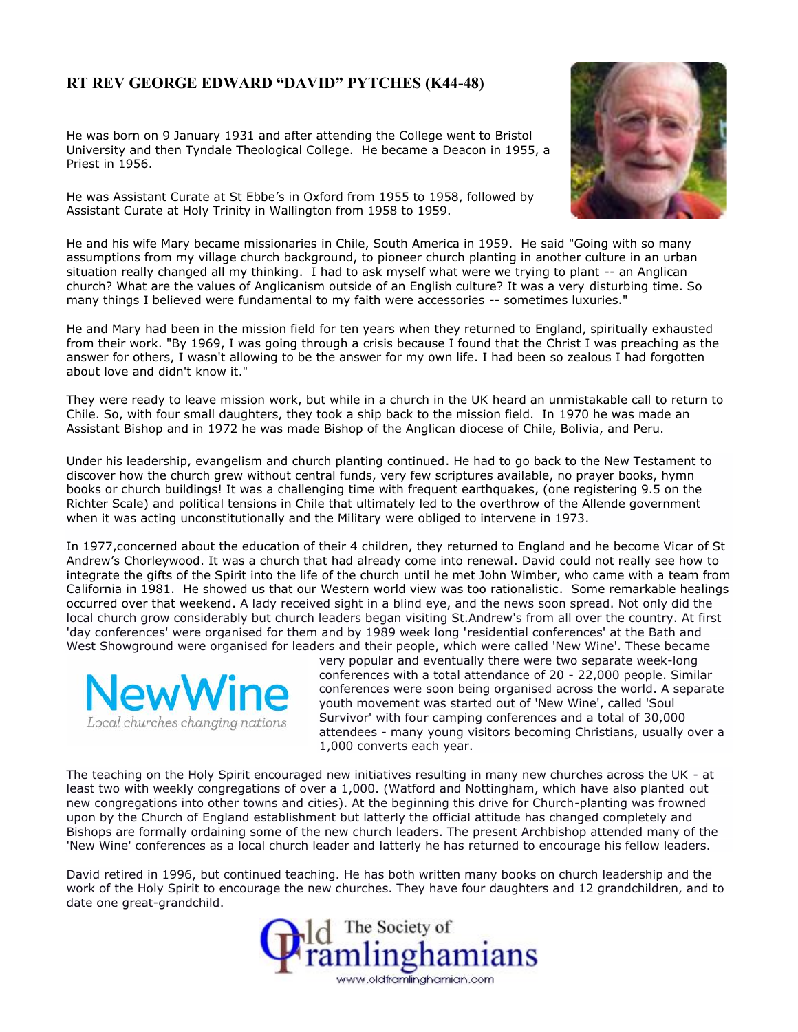## RT REV GEORGE EDWARD "DAVID" PYTCHES (K44-48)

He was born on 9 January 1931 and after attending the College went to Bristol University and then Tyndale Theological College. He became a Deacon in 1955, a Priest in 1956.

He was Assistant Curate at St Ebbe's in Oxford from 1955 to 1958, followed by Assistant Curate at Holy Trinity in Wallington from 1958 to 1959.

He and his wife Mary became missionaries in Chile, South America in 1959. He said "Going with so many assumptions from my village church background, to pioneer church planting in another culture in an urban situation really changed all my thinking. I had to ask myself what were we trying to plant -- an Anglican church? What are the values of Anglicanism outside of an English culture? It was a very disturbing time. So many things I believed were fundamental to my faith were accessories -- sometimes luxuries."

He and Mary had been in the mission field for ten years when they returned to England, spiritually exhausted from their work. "By 1969, I was going through a crisis because I found that the Christ I was preaching as the answer for others, I wasn't allowing to be the answer for my own life. I had been so zealous I had forgotten about love and didn't know it."

They were ready to leave mission work, but while in a church in the UK heard an unmistakable call to return to Chile. So, with four small daughters, they took a ship back to the mission field. In 1970 he was made an Assistant Bishop and in 1972 he was made Bishop of the Anglican diocese of Chile, Bolivia, and Peru.

Under his leadership, evangelism and church planting continued. He had to go back to the New Testament to discover how the church grew without central funds, very few scriptures available, no prayer books, hymn books or church buildings! It was a challenging time with frequent earthquakes, (one registering 9.5 on the Richter Scale) and political tensions in Chile that ultimately led to the overthrow of the Allende government when it was acting unconstitutionally and the Military were obliged to intervene in 1973.

In 1977,concerned about the education of their 4 children, they returned to England and he become Vicar of St Andrew's Chorleywood. It was a church that had already come into renewal. David could not really see how to integrate the gifts of the Spirit into the life of the church until he met John Wimber, who came with a team from California in 1981. He showed us that our Western world view was too rationalistic. Some remarkable healings occurred over that weekend. A lady received sight in a blind eye, and the news soon spread. Not only did the local church grow considerably but church leaders began visiting St.Andrew's from all over the country. At first 'day conferences' were organised for them and by 1989 week long 'residential conferences' at the Bath and West Showground were organised for leaders and their people, which were called 'New Wine'. These became very popular and eventually there were two separate week-long conferences with a total attendance of 20 - 22,000 people. Similar conferences were soon being organised across the world. A separate youth movement was started out of 'New Wine', called 'Soul Survivor' with four camping conferences and a total of 30,000 attendees - many young visitors becoming Christians, usually over a 1,000 converts each year.

NewWine
*Local churches changing nations*

The teaching on the Holy Spirit encouraged new initiatives resulting in many new churches across the UK - at least two with weekly congregations of over a 1,000. (Watford and Nottingham, which have also planted out new congregations into other towns and cities). At the beginning this drive for Church-planting was frowned upon by the Church of England establishment but latterly the official attitude has changed completely and Bishops are formally ordaining some of the new church leaders. The present Archbishop attended many of the 'New Wine' conferences as a local church leader and latterly he has returned to encourage his fellow leaders.

David retired in 1996, but continued teaching. He has both written many books on church leadership and the work of the Holy Spirit to encourage the new churches. They have four daughters and 12 grandchildren, and to date one great-grandchild.

Old Framlinghamians
The Society of
www.oldframlinghamian.com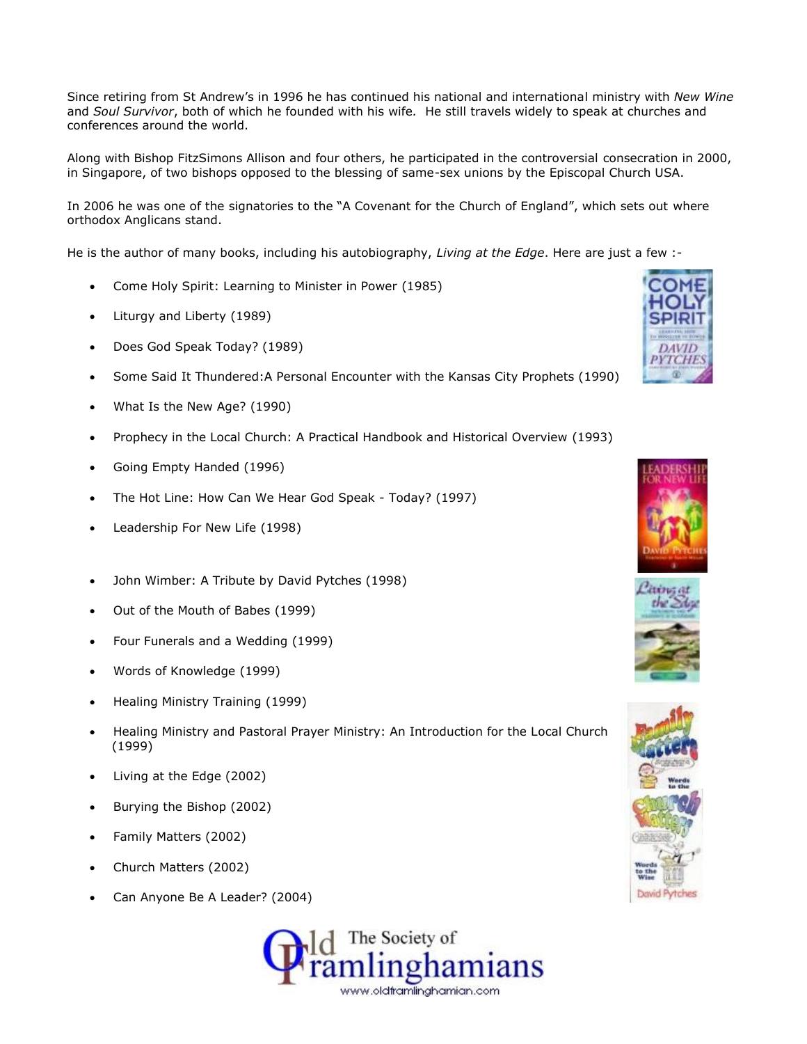Since retiring from St Andrew's in 1996 he has continued his national and international ministry with *New Wine* and *Soul Survivor*, both of which he founded with his wife. He still travels widely to speak at churches and conferences around the world.

Along with Bishop FitzSimons Allison and four others, he participated in the controversial consecration in 2000, in Singapore, of two bishops opposed to the blessing of same-sex unions by the Episcopal Church USA.

In 2006 he was one of the signatories to the "A Covenant for the Church of England", which sets out where orthodox Anglicans stand.

He is the author of many books, including his autobiography, *Living at the Edge*. Here are just a few :-

- Come Holy Spirit: Learning to Minister in Power (1985)
- Liturgy and Liberty (1989)
- Does God Speak Today? (1989)
- Some Said It Thundered:A Personal Encounter with the Kansas City Prophets (1990)
- What Is the New Age? (1990)
- Prophecy in the Local Church: A Practical Handbook and Historical Overview (1993)
- Going Empty Handed (1996)
- The Hot Line: How Can We Hear God Speak - Today? (1997)
- Leadership For New Life (1998)
- John Wimber: A Tribute by David Pytches (1998)
- Out of the Mouth of Babes (1999)
- Four Funerals and a Wedding (1999)
- Words of Knowledge (1999)
- Healing Ministry Training (1999)
- Healing Ministry and Pastoral Prayer Ministry: An Introduction for the Local Church (1999)
- Living at the Edge (2002)
- Burying the Bishop (2002)
- Family Matters (2002)
- Church Matters (2002)
- Can Anyone Be A Leader? (2004)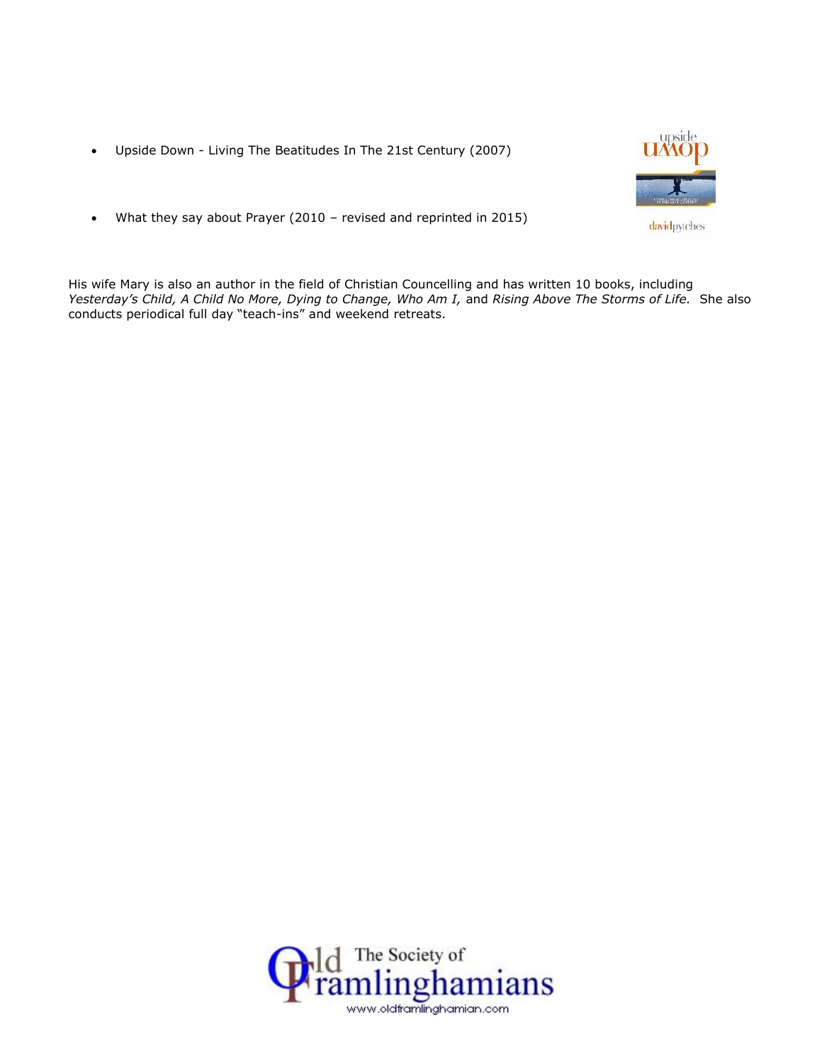- Upside Down - Living The Beatitudes In The 21st Century (2007)
- What they say about Prayer (2010 – revised and reprinted in 2015)

His wife Mary is also an author in the field of Christian Councelling and has written 10 books, including *Yesterday's Child, A Child No More, Dying to Change, Who Am I,* and *Rising Above The Storms of Life.* She also conducts periodical full day "teach-ins" and weekend retreats.